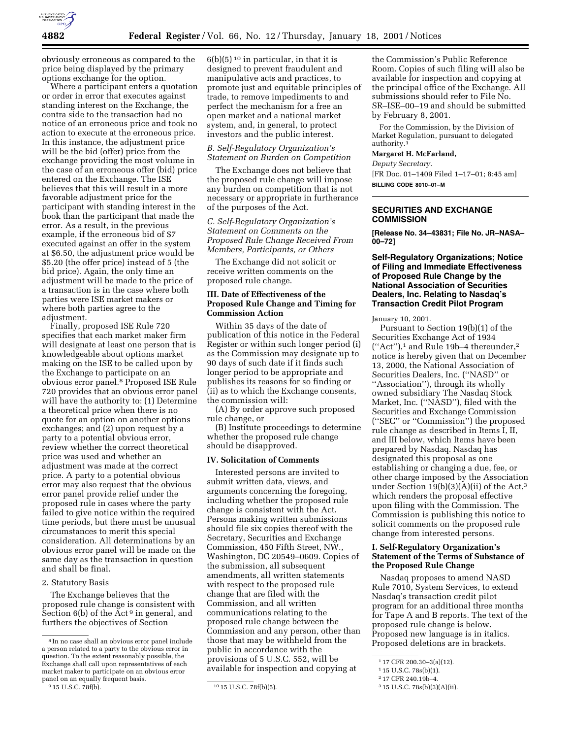obviously erroneous as compared to the price being displayed by the primary options exchange for the option.

Where a participant enters a quotation or order in error that executes against standing interest on the Exchange, the contra side to the transaction had no notice of an erroneous price and took no action to execute at the erroneous price. In this instance, the adjustment price will be the bid (offer) price from the exchange providing the most volume in the case of an erroneous offer (bid) price entered on the Exchange. The ISE believes that this will result in a more favorable adjustment price for the participant with standing interest in the book than the participant that made the error. As a result, in the previous example, if the erroneous bid of $7 executed against an offer in the system at $6.50, the adjustment price would be $5.20 (the offer price) instead of 5 (the bid price). Again, the only time an adjustment will be made to the price of a transaction is in the case where both parties were ISE market makers or where both parties agree to the adjustment.

Finally, proposed ISE Rule 720 specifies that each market maker firm will designate at least one person that is knowledgeable about options market making on the ISE to be called upon by the Exchange to participate on an obvious error panel.[8] Proposed ISE Rule 720 provides that an obvious error panel will have the authority to: (1) Determine a theoretical price when there is no quote for an option on another options exchanges; and (2) upon request by a party to a potential obvious error, review whether the correct theoretical price was used and whether an adjustment was made at the correct price. A party to a potential obvious error may also request that the obvious error panel provide relief under the proposed rule in cases where the party failed to give notice within the required time periods, but there must be unusual circumstances to merit this special consideration. All determinations by an obvious error panel will be made on the same day as the transaction in question and shall be final.

2. Statutory Basis

The Exchange believes that the proposed rule change is consistent with Section 6(b) of the Act[9] in general, and furthers the objectives of Section 6(b)(5)[10] in particular, in that it is designed to prevent fraudulent and manipulative acts and practices, to promote just and equitable principles of trade, to remove impediments to and perfect the mechanism for a free an open market and a national market system, and, in general, to protect investors and the public interest.

*B. Self-Regulatory Organization's Statement on Burden on Competition*

The Exchange does not believe that the proposed rule change will impose any burden on competition that is not necessary or appropriate in furtherance of the purposes of the Act.

*C. Self-Regulatory Organization's Statement on Comments on the Proposed Rule Change Received From Members, Participants, or Others*

The Exchange did not solicit or receive written comments on the proposed rule change.

**III. Date of Effectiveness of the Proposed Rule Change and Timing for Commission Action**

Within 35 days of the date of publication of this notice in the Federal Register or within such longer period (i) as the Commission may designate up to 90 days of such date if it finds such longer period to be appropriate and publishes its reasons for so finding or (ii) as to which the Exchange consents, the commission will:

(A) By order approve such proposed rule change, or

(B) Institute proceedings to determine whether the proposed rule change should be disapproved.

**IV. Solicitation of Comments**

Interested persons are invited to submit written data, views, and arguments concerning the foregoing, including whether the proposed rule change is consistent with the Act. Persons making written submissions should file six copies thereof with the Secretary, Securities and Exchange Commission, 450 Fifth Street, NW., Washington, DC 20549–0609. Copies of the submission, all subsequent amendments, all written statements with respect to the proposed rule change that are filed with the Commission, and all written communications relating to the proposed rule change between the Commission and any person, other than those that may be withheld from the public in accordance with the provisions of 5 U.S.C. 552, will be available for inspection and copying at the Commission's Public Reference Room. Copies of such filing will also be available for inspection and copying at the principal office of the Exchange. All submissions should refer to File No. SR–ISE–00–19 and should be submitted by February 8, 2001.

For the Commission, by the Division of Market Regulation, pursuant to delegated authority.[1]

**Margaret H. McFarland,**

*Deputy Secretary.*

[FR Doc. 01–1409 Filed 1–17–01; 8:45 am]

**BILLING CODE 8010–01–M**

---

[8] In no case shall an obvious error panel include a person related to a party to the obvious error in question. To the extent reasonably possible, the Exchange shall call upon representatives of each market maker to participate on an obvious error panel on an equally frequent basis.

[9] 15 U.S.C. 78f(b).

[10] 15 U.S.C. 78f(b)(5).

[1] 17 CFR 200.30–3(a)(12).

---

## SECURITIES AND EXCHANGE COMMISSION

**[Release No. 34–43831; File No. JR–NASA–00–72]**

### Self-Regulatory Organizations; Notice of Filing and Immediate Effectiveness of Proposed Rule Change by the National Association of Securities Dealers, Inc. Relating to Nasdaq's Transaction Credit Pilot Program

January 10, 2001.

Pursuant to Section 19(b)(1) of the Securities Exchange Act of 1934 (''Act''),[1] and Rule 19b–4 thereunder,[2] notice is hereby given that on December 13, 2000, the National Association of Securities Dealers, Inc. (''NASD'' or ''Association''), through its wholly owned subsidiary The Nasdaq Stock Market, Inc. (''NASD''), filed with the Securities and Exchange Commission (''SEC'' or ''Commission'') the proposed rule change as described in Items I, II, and III below, which Items have been prepared by Nasdaq. Nasdaq has designated this proposal as one establishing or changing a due, fee, or other charge imposed by the Association under Section 19(b)(3)(A)(ii) of the Act,[3] which renders the proposal effective upon filing with the Commission. The Commission is publishing this notice to solicit comments on the proposed rule change from interested persons.

**I. Self-Regulatory Organization's Statement of the Terms of Substance of the Proposed Rule Change**

Nasdaq proposes to amend NASD Rule 7010, System Services, to extend Nasdaq's transaction credit pilot program for an additional three months for Tape A and B reports. The text of the proposed rule change is below. Proposed new language is in italics. Proposed deletions are in brackets.

---

[1] 15 U.S.C. 78s(b)(1).

[2] 17 CFR 240.19b–4.

[3] 15 U.S.C. 78s(b)(3)(A)(ii).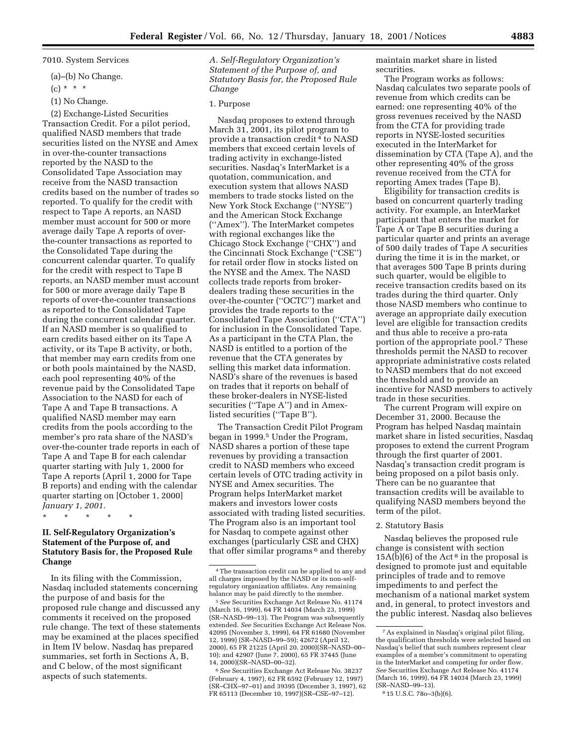7010. System Services

(a)–(b) No Change.

(c) * * *

(1) No Change.

(2) Exchange-Listed Securities Transaction Credit. For a pilot period, qualified NASD members that trade securities listed on the NYSE and Amex in over-the-counter transactions reported by the NASD to the Consolidated Tape Association may receive from the NASD transaction credits based on the number of trades so reported. To qualify for the credit with respect to Tape A reports, an NASD member must account for 500 or more average daily Tape A reports of over-the-counter transactions as reported to the Consolidated Tape during the concurrent calendar quarter. To qualify for the credit with respect to Tape B reports, an NASD member must account for 500 or more average daily Tape B reports of over-the-counter transactions as reported to the Consolidated Tape during the concurrent calendar quarter. If an NASD member is so qualified to earn credits based either on its Tape A activity, or its Tape B activity, or both, that member may earn credits from one or both pools maintained by the NASD, each pool representing 40% of the revenue paid by the Consolidated Tape Association to the NASD for each of Tape A and Tape B transactions. A qualified NASD member may earn credits from the pools according to the member's pro rata share of the NASD's over-the-counter trade reports in each of Tape A and Tape B for each calendar quarter starting with July 1, 2000 for Tape A reports (April 1, 2000 for Tape B reports) and ending with the calendar quarter starting on [October 1, 2000] *January 1, 2001.*

* * * * *

## II. Self-Regulatory Organization's Statement of the Purpose of, and Statutory Basis for, the Proposed Rule Change

In its filing with the Commission, Nasdaq included statements concerning the purpose of and basis for the proposed rule change and discussed any comments it received on the proposed rule change. The text of these statements may be examined at the places specified in Item IV below. Nasdaq has prepared summaries, set forth in Sections A, B, and C below, of the most significant aspects of such statements.

### *A. Self-Regulatory Organization's Statement of the Purpose of, and Statutory Basis for, the Proposed Rule Change*

1. Purpose

Nasdaq proposes to extend through March 31, 2001, its pilot program to provide a transaction credit [4] to NASD members that exceed certain levels of trading activity in exchange-listed securities. Nasdaq's InterMarket is a quotation, communication, and execution system that allows NASD members to trade stocks listed on the New York Stock Exchange (''NYSE'') and the American Stock Exchange (''Amex''). The InterMarket competes with regional exchanges like the Chicago Stock Exchange (''CHX'') and the Cincinnati Stock Exchange (''CSE'') for retail order flow in stocks listed on the NYSE and the Amex. The NASD collects trade reports from broker-dealers trading these securities in the over-the-counter (''OCTC'') market and provides the trade reports to the Consolidated Tape Association (''CTA'') for inclusion in the Consolidated Tape. As a participant in the CTA Plan, the NASD is entitled to a portion of the revenue that the CTA generates by selling this market data information. NASD's share of the revenues is based on trades that it reports on behalf of these broker-dealers in NYSE-listed securities (''Tape A'') and in Amex-listed securities (''Tape B'').

The Transaction Credit Pilot Program began in 1999.[5] Under the Program, NASD shares a portion of these tape revenues by providing a transaction credit to NASD members who exceed certain levels of OTC trading activity in NYSE and Amex securities. The Program helps InterMarket market makers and investors lower costs associated with trading listed securities. The Program also is an important tool for Nasdaq to compete against other exchanges (particularly CSE and CHX) that offer similar programs [6] and thereby maintain market share in listed securities.

The Program works as follows: Nasdaq calculates two separate pools of revenue from which credits can be earned: one representing 40% of the gross revenues received by the NASD from the CTA for providing trade reports in NYSE-losted securities executed in the InterMarket for dissemination by CTA (Tape A), and the other representing 40% of the gross revenue received from the CTA for reporting Amex trades (Tape B).

Eligibility for transaction credits is based on concurrent quarterly trading activity. For example, an InterMarket participant that enters the market for Tape A or Tape B securities during a particular quarter and prints an average of 500 daily trades of Tape A securities during the time it is in the market, or that averages 500 Tape B prints during such quarter, would be eligible to receive transaction credits based on its trades during the third quarter. Only those NASD members who continue to average an appropriate daily execution level are eligible for transaction credits and thus able to receive a pro-rata portion of the appropriate pool.[7] These thresholds permit the NASD to recover appropriate administrative costs related to NASD members that do not exceed the threshold and to provide an incentive for NASD members to actively trade in these securities.

The current Program will expire on December 31, 2000. Because the Program has helped Nasdaq maintain market share in listed securities, Nasdaq proposes to extend the current Program through the first quarter of 2001. Nasdaq's transaction credit program is being proposed on a pilot basis only. There can be no guarantee that transaction credits will be available to qualifying NASD members beyond the term of the pilot.

2. Statutory Basis

Nasdaq believes the proposed rule change is consistent with section 15A(b)(6) of the Act [8] in the proposal is designed to promote just and equitable principles of trade and to remove impediments to and perfect the mechanism of a national market system and, in general, to protect investors and the public interest. Nasdaq also believes

---

[4] The transaction credit can be applied to any and all charges imposed by the NASD or its non-self-regulatory organization affiliates. Any remaining balance may be paid directly to the member.

[5] *See* Securities Exchange Act Release No. 41174 (March 16, 1999), 64 FR 14034 (March 23, 1999) (SR–NASD–99–13). The Program was subsequently extended. *See* Securities Exchange Act Release Nos. 42095 (November 3, 1999), 64 FR 61680 (November 12, 1999) (SR–NASD–99–59); 42672 (April 12, 2000), 65 FR 21225 (April 20, 2000)(SR–NASD–00–10); and 42907 (June 7, 2000), 65 FR 37445 (June 14, 2000)(SR–NASD–00–32).

[6] *See* Securities Exchange Act Release No. 38237 (February 4, 1997), 62 FR 6592 (February 12, 1997) (SR–CHX–97–01) and 39395 (December 3, 1997), 62 FR 65113 (December 10, 1997)(SR–CSE–97–12).

[7] As explained in Nasdaq's original pilot filing, the qualification thresholds were selected based on Nasdaq's belief that such numbers represent clear examples of a member's commitment to operating in the InterMarket and competing for order flow. *See* Securities Exchange Act Release No. 41174 (March 16, 1999), 64 FR 14034 (March 23, 1999) (SR–NASD–99–13).

[8] 15 U.S.C. 78o–3(b)(6).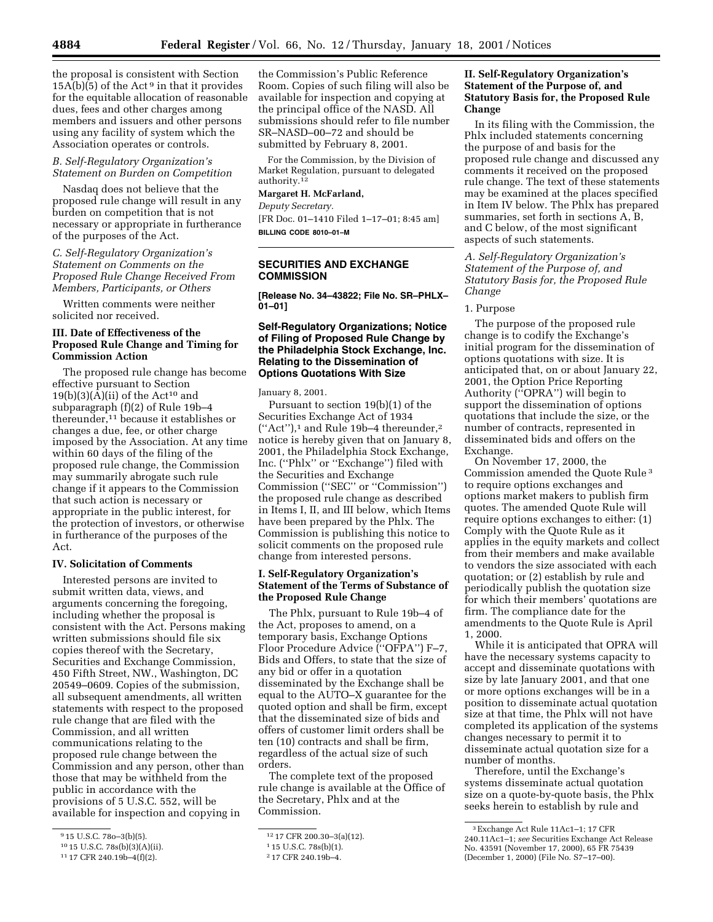the proposal is consistent with Section 15A(b)(5) of the Act[9] in that it provides for the equitable allocation of reasonable dues, fees and other charges among members and issuers and other persons using any facility of system which the Association operates or controls.

*B. Self-Regulatory Organization's Statement on Burden on Competition*

Nasdaq does not believe that the proposed rule change will result in any burden on competition that is not necessary or appropriate in furtherance of the purposes of the Act.

*C. Self-Regulatory Organization's Statement on Comments on the Proposed Rule Change Received From Members, Participants, or Others*

Written comments were neither solicited nor received.

**III. Date of Effectiveness of the Proposed Rule Change and Timing for Commission Action**

The proposed rule change has become effective pursuant to Section 19(b)(3)(A)(ii) of the Act[10] and subparagraph (f)(2) of Rule 19b–4 thereunder,[11] because it establishes or changes a due, fee, or other charge imposed by the Association. At any time within 60 days of the filing of the proposed rule change, the Commission may summarily abrogate such rule change if it appears to the Commission that such action is necessary or appropriate in the public interest, for the protection of investors, or otherwise in furtherance of the purposes of the Act.

**IV. Solicitation of Comments**

Interested persons are invited to submit written data, views, and arguments concerning the foregoing, including whether the proposal is consistent with the Act. Persons making written submissions should file six copies thereof with the Secretary, Securities and Exchange Commission, 450 Fifth Street, NW., Washington, DC 20549–0609. Copies of the submission, all subsequent amendments, all written statements with respect to the proposed rule change that are filed with the Commission, and all written communications relating to the proposed rule change between the Commission and any person, other than those that may be withheld from the public in accordance with the provisions of 5 U.S.C. 552, will be available for inspection and copying in the Commission's Public Reference Room. Copies of such filing will also be available for inspection and copying at the principal office of the NASD. All submissions should refer to file number SR–NASD–00–72 and should be submitted by February 8, 2001.

For the Commission, by the Division of Market Regulation, pursuant to delegated authority.[12]

**Margaret H. McFarland,**

*Deputy Secretary.*

[FR Doc. 01–1410 Filed 1–17–01; 8:45 am]

**BILLING CODE 8010–01–M**

[9] 15 U.S.C. 78o–3(b)(5).

[10] 15 U.S.C. 78s(b)(3)(A)(ii).

[11] 17 CFR 240.19b–4(f)(2).

[12] 17 CFR 200.30–3(a)(12).

---

## SECURITIES AND EXCHANGE COMMISSION

**[Release No. 34–43822; File No. SR–PHLX–01–01]**

### Self-Regulatory Organizations; Notice of Filing of Proposed Rule Change by the Philadelphia Stock Exchange, Inc. Relating to the Dissemination of Options Quotations With Size

January 8, 2001.

Pursuant to section 19(b)(1) of the Securities Exchange Act of 1934 ("Act"),[1] and Rule 19b–4 thereunder,[2] notice is hereby given that on January 8, 2001, the Philadelphia Stock Exchange, Inc. ("Phlx" or "Exchange") filed with the Securities and Exchange Commission ("SEC" or "Commission") the proposed rule change as described in Items I, II, and III below, which Items have been prepared by the Phlx. The Commission is publishing this notice to solicit comments on the proposed rule change from interested persons.

**I. Self-Regulatory Organization's Statement of the Terms of Substance of the Proposed Rule Change**

The Phlx, pursuant to Rule 19b–4 of the Act, proposes to amend, on a temporary basis, Exchange Options Floor Procedure Advice ("OFPA") F–7, Bids and Offers, to state that the size of any bid or offer in a quotation disseminated by the Exchange shall be equal to the AUTO–X guarantee for the quoted option and shall be firm, except that the disseminated size of bids and offers of customer limit orders shall be ten (10) contracts and shall be firm, regardless of the actual size of such orders.

The complete text of the proposed rule change is available at the Office of the Secretary, Phlx and at the Commission.

**II. Self-Regulatory Organization's Statement of the Purpose of, and Statutory Basis for, the Proposed Rule Change**

In its filing with the Commission, the Phlx included statements concerning the purpose of and basis for the proposed rule change and discussed any comments it received on the proposed rule change. The text of these statements may be examined at the places specified in Item IV below. The Phlx has prepared summaries, set forth in sections A, B, and C below, of the most significant aspects of such statements.

*A. Self-Regulatory Organization's Statement of the Purpose of, and Statutory Basis for, the Proposed Rule Change*

1. Purpose

The purpose of the proposed rule change is to codify the Exchange's initial program for the dissemination of options quotations with size. It is anticipated that, on or about January 22, 2001, the Option Price Reporting Authority ("OPRA") will begin to support the dissemination of options quotations that include the size, or the number of contracts, represented in disseminated bids and offers on the Exchange.

On November 17, 2000, the Commission amended the Quote Rule[3] to require options exchanges and options market makers to publish firm quotes. The amended Quote Rule will require options exchanges to either: (1) Comply with the Quote Rule as it applies in the equity markets and collect from their members and make available to vendors the size associated with each quotation; or (2) establish by rule and periodically publish the quotation size for which their members' quotations are firm. The compliance date for the amendments to the Quote Rule is April 1, 2000.

While it is anticipated that OPRA will have the necessary systems capacity to accept and disseminate quotations with size by late January 2001, and that one or more options exchanges will be in a position to disseminate actual quotation size at that time, the Phlx will not have completed its application of the systems changes necessary to permit it to disseminate actual quotation size for a number of months.

Therefore, until the Exchange's systems disseminate actual quotation size on a quote-by-quote basis, the Phlx seeks herein to establish by rule and

[1] 15 U.S.C. 78s(b)(1).

[2] 17 CFR 240.19b–4.

[3] Exchange Act Rule 11Ac1–1; 17 CFR 240.11Ac1–1; *see* Securities Exchange Act Release No. 43591 (November 17, 2000), 65 FR 75439 (December 1, 2000) (File No. S7–17–00).